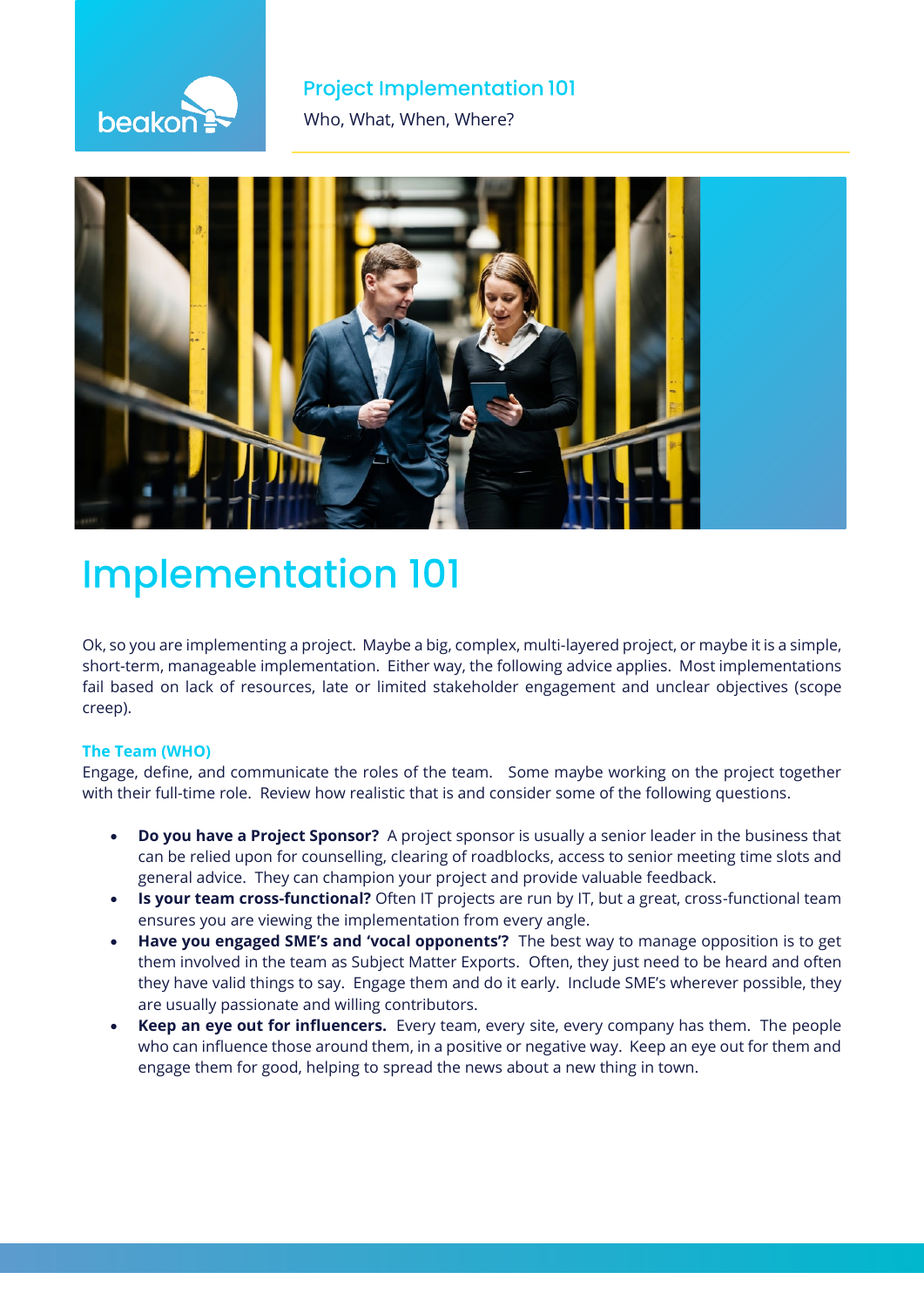Project Implementation 101

Who, What, When, Where?

# Implementation 101

Ok, so you are implementing a project. Maybe a big, complex, multi-layered project, or maybe it is a simple, short-term, manageable implementation. Either way, the following advice applies. Most implementations fail based on lack of resources, late or limited stakeholder engagement and unclear objectives (scope creep).

### The Team (WHO)

Engage, define, and communicate the roles of the team. Some maybe working on the project together with their full-time role. Review how realistic that is and consider some of the following questions.

- **Do you have a Project Sponsor?** A project sponsor is usually a senior leader in the business that can be relied upon for counselling, clearing of roadblocks, access to senior meeting time slots and general advice. They can champion your project and provide valuable feedback.
- **Is your team cross-functional?** Often IT projects are run by IT, but a great, cross-functional team ensures you are viewing the implementation from every angle.
- **Have you engaged SME's and 'vocal opponents'?** The best way to manage opposition is to get them involved in the team as Subject Matter Exports. Often, they just need to be heard and often they have valid things to say. Engage them and do it early. Include SME's wherever possible, they are usually passionate and willing contributors.
- **Keep an eye out for influencers.** Every team, every site, every company has them. The people who can influence those around them, in a positive or negative way. Keep an eye out for them and engage them for good, helping to spread the news about a new thing in town.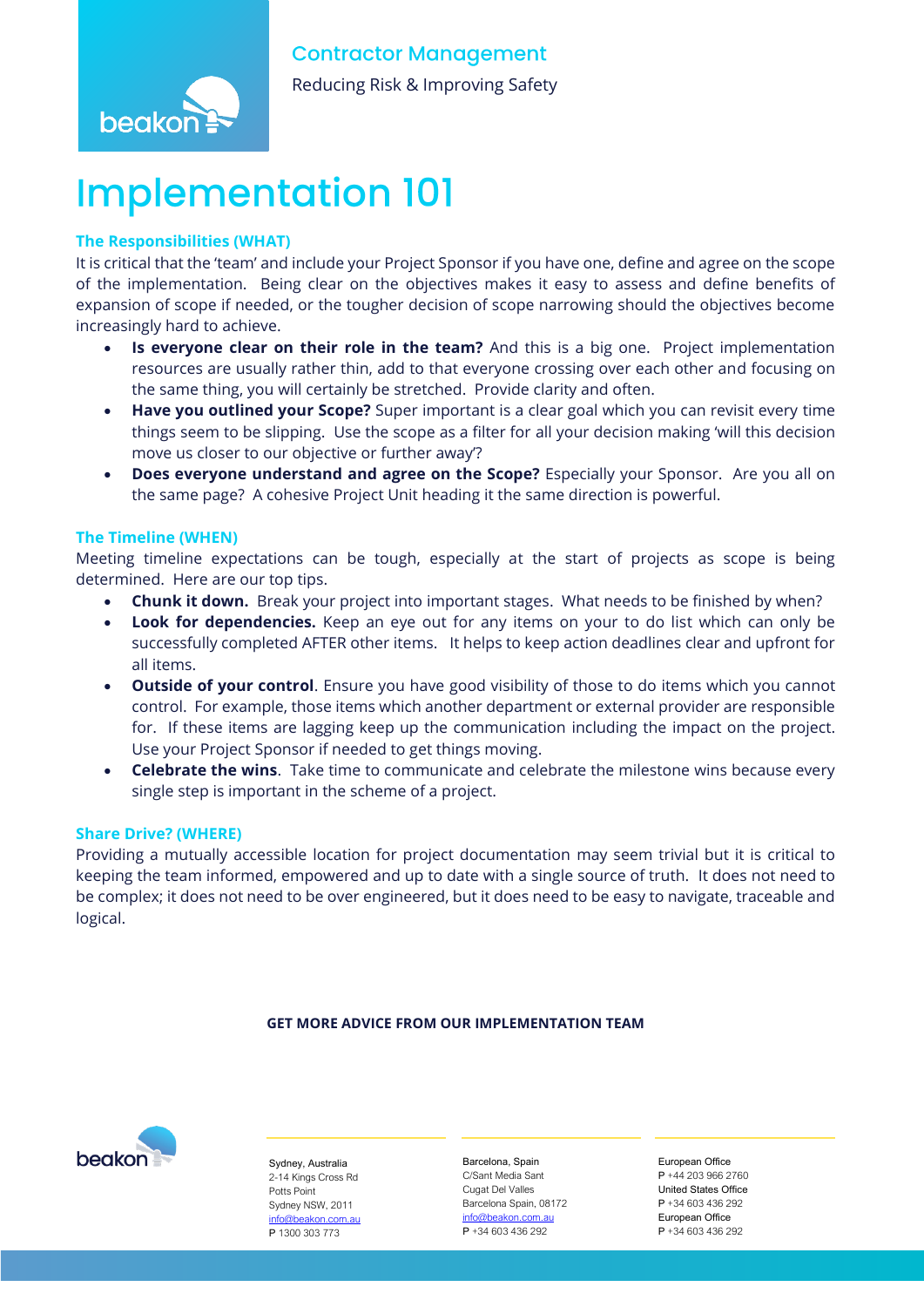Contractor Management

Reducing Risk & Improving Safety

# Implementation 101

## The Responsibilities (WHAT)

It is critical that the 'team' and include your Project Sponsor if you have one, define and agree on the scope of the implementation. Being clear on the objectives makes it easy to assess and define benefits of expansion of scope if needed, or the tougher decision of scope narrowing should the objectives become increasingly hard to achieve.

- **Is everyone clear on their role in the team?** And this is a big one. Project implementation resources are usually rather thin, add to that everyone crossing over each other and focusing on the same thing, you will certainly be stretched. Provide clarity and often.
- **Have you outlined your Scope?** Super important is a clear goal which you can revisit every time things seem to be slipping. Use the scope as a filter for all your decision making 'will this decision move us closer to our objective or further away'?
- **Does everyone understand and agree on the Scope?** Especially your Sponsor. Are you all on the same page? A cohesive Project Unit heading it the same direction is powerful.

## The Timeline (WHEN)

Meeting timeline expectations can be tough, especially at the start of projects as scope is being determined. Here are our top tips.

- **Chunk it down.** Break your project into important stages. What needs to be finished by when?
- **Look for dependencies.** Keep an eye out for any items on your to do list which can only be successfully completed AFTER other items. It helps to keep action deadlines clear and upfront for all items.
- **Outside of your control**. Ensure you have good visibility of those to do items which you cannot control. For example, those items which another department or external provider are responsible for. If these items are lagging keep up the communication including the impact on the project. Use your Project Sponsor if needed to get things moving.
- **Celebrate the wins**. Take time to communicate and celebrate the milestone wins because every single step is important in the scheme of a project.

## Share Drive? (WHERE)

Providing a mutually accessible location for project documentation may seem trivial but it is critical to keeping the team informed, empowered and up to date with a single source of truth. It does not need to be complex; it does not need to be over engineered, but it does need to be easy to navigate, traceable and logical.

**GET MORE ADVICE FROM OUR IMPLEMENTATION TEAM**

Sydney, Australia
2-14 Kings Cross Rd
Potts Point
Sydney NSW, 2011
info@beakon.com.au
P 1300 303 773

Barcelona, Spain
C/Sant Media Sant
Cugat Del Valles
Barcelona Spain, 08172
info@beakon.com.au
P +34 603 436 292

European Office
P +44 203 966 2760
United States Office
P +34 603 436 292
European Office
P +34 603 436 292